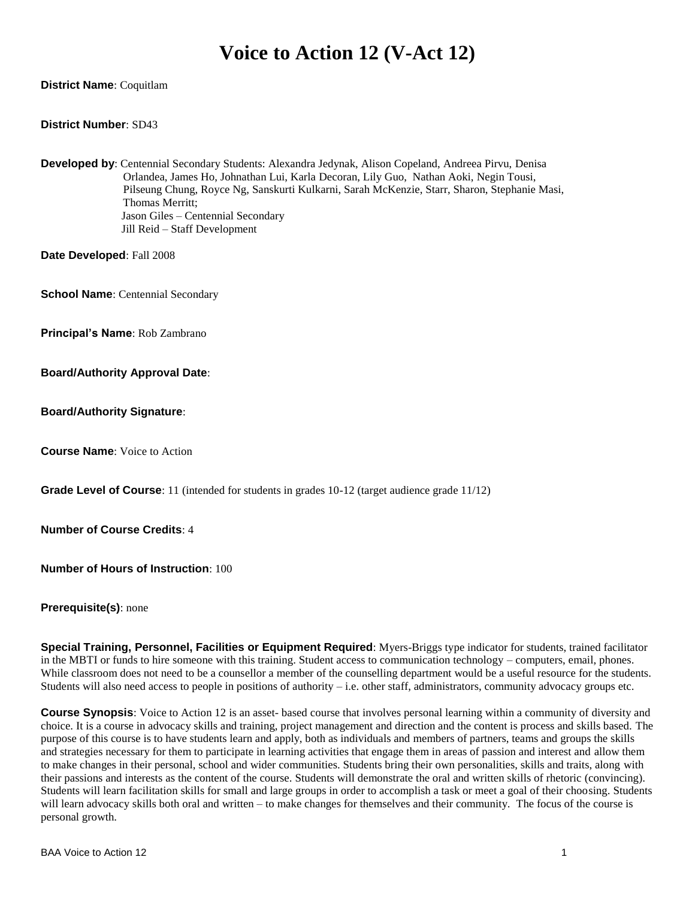# Voice to Action 12 (V-Act 12)

**District Name**: Coquitlam

**District Number**: SD43

**Developed by**: Centennial Secondary Students: Alexandra Jedynak, Alison Copeland, Andreea Pirvu, Denisa Orlandea, James Ho, Johnathan Lui, Karla Decoran, Lily Guo, Nathan Aoki, Negin Tousi, Pilseung Chung, Royce Ng, Sanskurti Kulkarni, Sarah McKenzie, Starr, Sharon, Stephanie Masi, Thomas Merritt;
Jason Giles – Centennial Secondary
Jill Reid – Staff Development

**Date Developed**: Fall 2008

**School Name**: Centennial Secondary

**Principal's Name**: Rob Zambrano

**Board/Authority Approval Date**:

**Board/Authority Signature**:

**Course Name**: Voice to Action

**Grade Level of Course**: 11 (intended for students in grades 10-12 (target audience grade 11/12)

**Number of Course Credits**: 4

**Number of Hours of Instruction**: 100

**Prerequisite(s)**: none

**Special Training, Personnel, Facilities or Equipment Required**: Myers-Briggs type indicator for students, trained facilitator in the MBTI or funds to hire someone with this training. Student access to communication technology – computers, email, phones. While classroom does not need to be a counsellor a member of the counselling department would be a useful resource for the students. Students will also need access to people in positions of authority – i.e. other staff, administrators, community advocacy groups etc.

**Course Synopsis**: Voice to Action 12 is an asset- based course that involves personal learning within a community of diversity and choice. It is a course in advocacy skills and training, project management and direction and the content is process and skills based. The purpose of this course is to have students learn and apply, both as individuals and members of partners, teams and groups the skills and strategies necessary for them to participate in learning activities that engage them in areas of passion and interest and allow them to make changes in their personal, school and wider communities. Students bring their own personalities, skills and traits, along with their passions and interests as the content of the course. Students will demonstrate the oral and written skills of rhetoric (convincing). Students will learn facilitation skills for small and large groups in order to accomplish a task or meet a goal of their choosing. Students will learn advocacy skills both oral and written – to make changes for themselves and their community. The focus of the course is personal growth.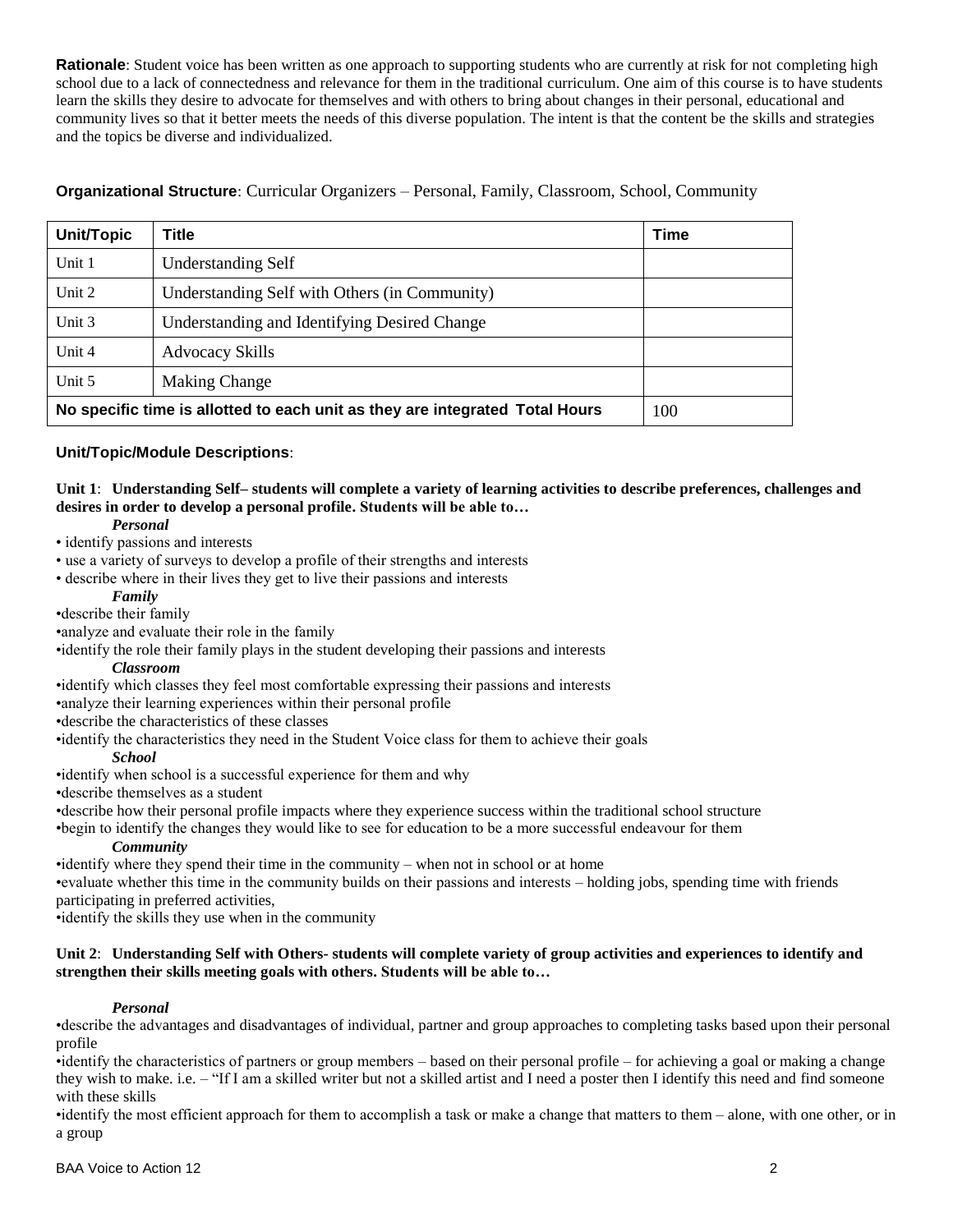**Rationale**: Student voice has been written as one approach to supporting students who are currently at risk for not completing high school due to a lack of connectedness and relevance for them in the traditional curriculum. One aim of this course is to have students learn the skills they desire to advocate for themselves and with others to bring about changes in their personal, educational and community lives so that it better meets the needs of this diverse population. The intent is that the content be the skills and strategies and the topics be diverse and individualized.

**Organizational Structure**: Curricular Organizers – Personal, Family, Classroom, School, Community

| Unit/Topic | Title | Time |
|---|---|---|
| Unit 1 | Understanding Self | |
| Unit 2 | Understanding Self with Others (in Community) | |
| Unit 3 | Understanding and Identifying Desired Change | |
| Unit 4 | Advocacy Skills | |
| Unit 5 | Making Change | |
| **No specific time is allotted to each unit as they are integrated Total Hours** | | 100 |

**Unit/Topic/Module Descriptions**:

**Unit 1**: **Understanding Self– students will complete a variety of learning activities to describe preferences, challenges and desires in order to develop a personal profile. Students will be able to…**

***Personal***

- identify passions and interests
- use a variety of surveys to develop a profile of their strengths and interests
- describe where in their lives they get to live their passions and interests

***Family***

- describe their family
- analyze and evaluate their role in the family
- identify the role their family plays in the student developing their passions and interests

***Classroom***

- identify which classes they feel most comfortable expressing their passions and interests
- analyze their learning experiences within their personal profile
- describe the characteristics of these classes
- identify the characteristics they need in the Student Voice class for them to achieve their goals

***School***

- identify when school is a successful experience for them and why
- describe themselves as a student
- describe how their personal profile impacts where they experience success within the traditional school structure
- begin to identify the changes they would like to see for education to be a more successful endeavour for them

***Community***

- identify where they spend their time in the community – when not in school or at home
- evaluate whether this time in the community builds on their passions and interests – holding jobs, spending time with friends participating in preferred activities,
- identify the skills they use when in the community

**Unit 2**: **Understanding Self with Others- students will complete variety of group activities and experiences to identify and strengthen their skills meeting goals with others. Students will be able to…**

***Personal***

- describe the advantages and disadvantages of individual, partner and group approaches to completing tasks based upon their personal profile
- identify the characteristics of partners or group members – based on their personal profile – for achieving a goal or making a change they wish to make. i.e. – "If I am a skilled writer but not a skilled artist and I need a poster then I identify this need and find someone with these skills
- identify the most efficient approach for them to accomplish a task or make a change that matters to them – alone, with one other, or in a group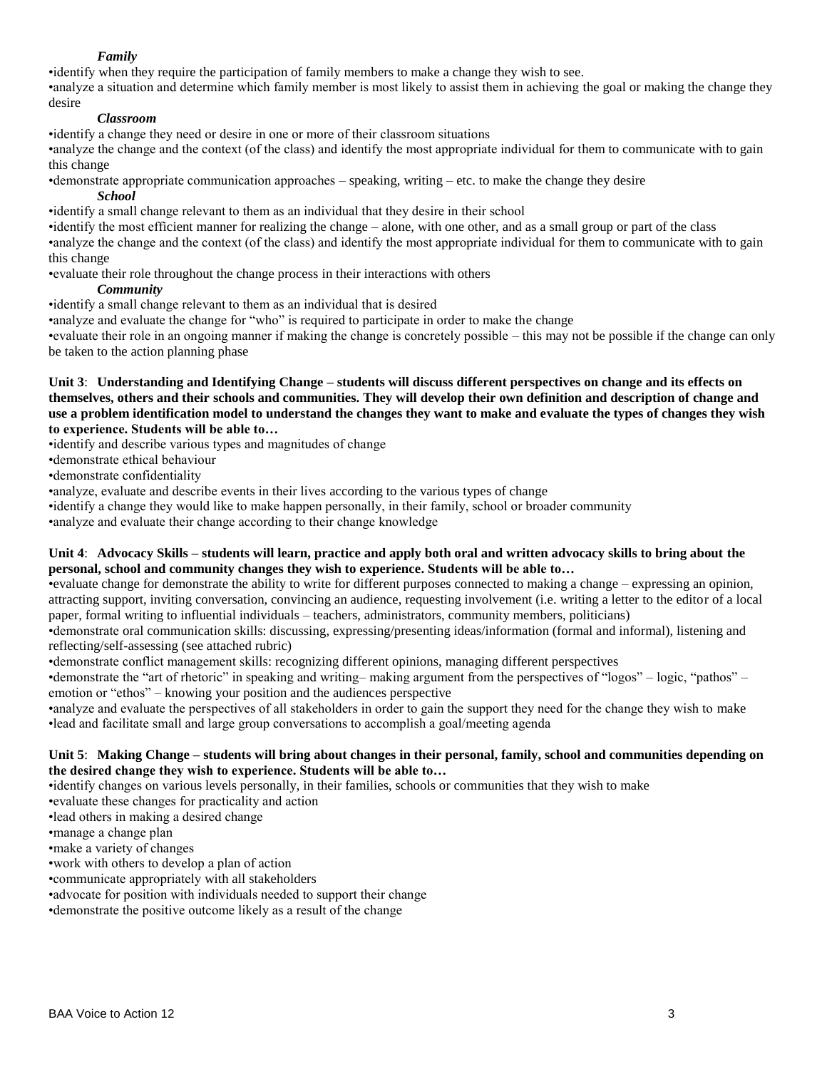***Family***

- identify when they require the participation of family members to make a change they wish to see.
- analyze a situation and determine which family member is most likely to assist them in achieving the goal or making the change they desire

***Classroom***

- identify a change they need or desire in one or more of their classroom situations
- analyze the change and the context (of the class) and identify the most appropriate individual for them to communicate with to gain this change
- demonstrate appropriate communication approaches – speaking, writing – etc. to make the change they desire

***School***

- identify a small change relevant to them as an individual that they desire in their school
- identify the most efficient manner for realizing the change – alone, with one other, and as a small group or part of the class
- analyze the change and the context (of the class) and identify the most appropriate individual for them to communicate with to gain this change
- evaluate their role throughout the change process in their interactions with others

***Community***

- identify a small change relevant to them as an individual that is desired
- analyze and evaluate the change for "who" is required to participate in order to make the change
- evaluate their role in an ongoing manner if making the change is concretely possible – this may not be possible if the change can only be taken to the action planning phase

**Unit 3**: **Understanding and Identifying Change – students will discuss different perspectives on change and its effects on themselves, others and their schools and communities. They will develop their own definition and description of change and use a problem identification model to understand the changes they want to make and evaluate the types of changes they wish to experience. Students will be able to…**

- identify and describe various types and magnitudes of change
- demonstrate ethical behaviour
- demonstrate confidentiality
- analyze, evaluate and describe events in their lives according to the various types of change
- identify a change they would like to make happen personally, in their family, school or broader community
- analyze and evaluate their change according to their change knowledge

**Unit 4**: **Advocacy Skills – students will learn, practice and apply both oral and written advocacy skills to bring about the personal, school and community changes they wish to experience. Students will be able to…**

- evaluate change for demonstrate the ability to write for different purposes connected to making a change – expressing an opinion, attracting support, inviting conversation, convincing an audience, requesting involvement (i.e. writing a letter to the editor of a local paper, formal writing to influential individuals – teachers, administrators, community members, politicians)
- demonstrate oral communication skills: discussing, expressing/presenting ideas/information (formal and informal), listening and reflecting/self-assessing (see attached rubric)
- demonstrate conflict management skills: recognizing different opinions, managing different perspectives
- demonstrate the "art of rhetoric" in speaking and writing– making argument from the perspectives of "logos" – logic, "pathos" – emotion or "ethos" – knowing your position and the audiences perspective
- analyze and evaluate the perspectives of all stakeholders in order to gain the support they need for the change they wish to make
- lead and facilitate small and large group conversations to accomplish a goal/meeting agenda

**Unit 5**: **Making Change – students will bring about changes in their personal, family, school and communities depending on the desired change they wish to experience. Students will be able to…**

- identify changes on various levels personally, in their families, schools or communities that they wish to make
- evaluate these changes for practicality and action
- lead others in making a desired change
- manage a change plan
- make a variety of changes
- work with others to develop a plan of action
- communicate appropriately with all stakeholders
- advocate for position with individuals needed to support their change
- demonstrate the positive outcome likely as a result of the change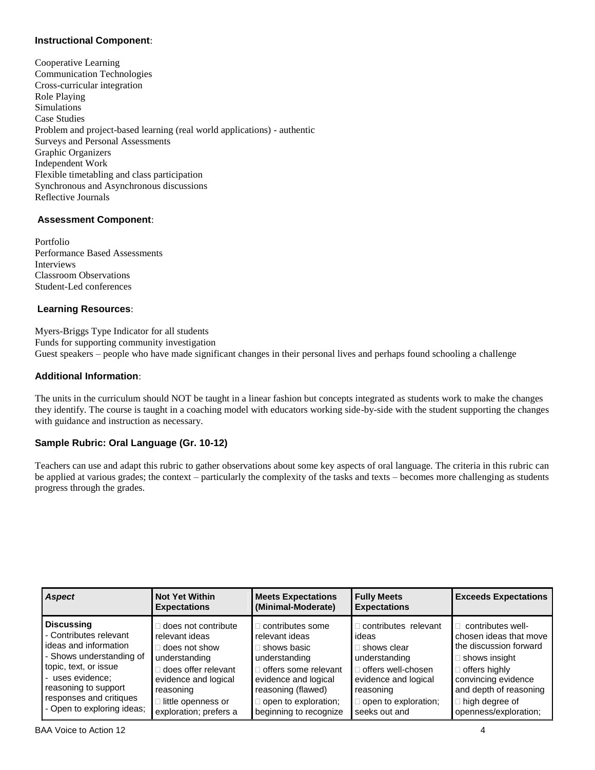### Instructional Component:

Cooperative Learning
Communication Technologies
Cross-curricular integration
Role Playing
Simulations
Case Studies
Problem and project-based learning (real world applications) - authentic
Surveys and Personal Assessments
Graphic Organizers
Independent Work
Flexible timetabling and class participation
Synchronous and Asynchronous discussions
Reflective Journals

### Assessment Component:

Portfolio
Performance Based Assessments
Interviews
Classroom Observations
Student-Led conferences

### Learning Resources:

Myers-Briggs Type Indicator for all students
Funds for supporting community investigation
Guest speakers – people who have made significant changes in their personal lives and perhaps found schooling a challenge

### Additional Information:

The units in the curriculum should NOT be taught in a linear fashion but concepts integrated as students work to make the changes they identify. The course is taught in a coaching model with educators working side-by-side with the student supporting the changes with guidance and instruction as necessary.

### Sample Rubric: Oral Language (Gr. 10-12)

Teachers can use and adapt this rubric to gather observations about some key aspects of oral language. The criteria in this rubric can be applied at various grades; the context – particularly the complexity of the tasks and texts – becomes more challenging as students progress through the grades.

| *Aspect* | Not Yet Within Expectations | Meets Expectations (Minimal-Moderate) | Fully Meets Expectations | Exceeds Expectations |
|---|---|---|---|---|
| **Discussing**<br>- Contributes relevant ideas and information<br>- Shows understanding of topic, text, or issue<br>- uses evidence; reasoning to support responses and critiques<br>- Open to exploring ideas; | □ does not contribute relevant ideas<br>□ does not show understanding<br>□ does offer relevant evidence and logical reasoning<br>□ little openness or exploration; prefers a | □ contributes some relevant ideas<br>□ shows basic understanding<br>□ offers some relevant evidence and logical reasoning (flawed)<br>□ open to exploration; beginning to recognize | □ contributes relevant ideas<br>□ shows clear understanding<br>□ offers well-chosen evidence and logical reasoning<br>□ open to exploration; seeks out and | □ contributes well-chosen ideas that move the discussion forward<br>□ shows insight<br>□ offers highly convincing evidence and depth of reasoning<br>□ high degree of openness/exploration; |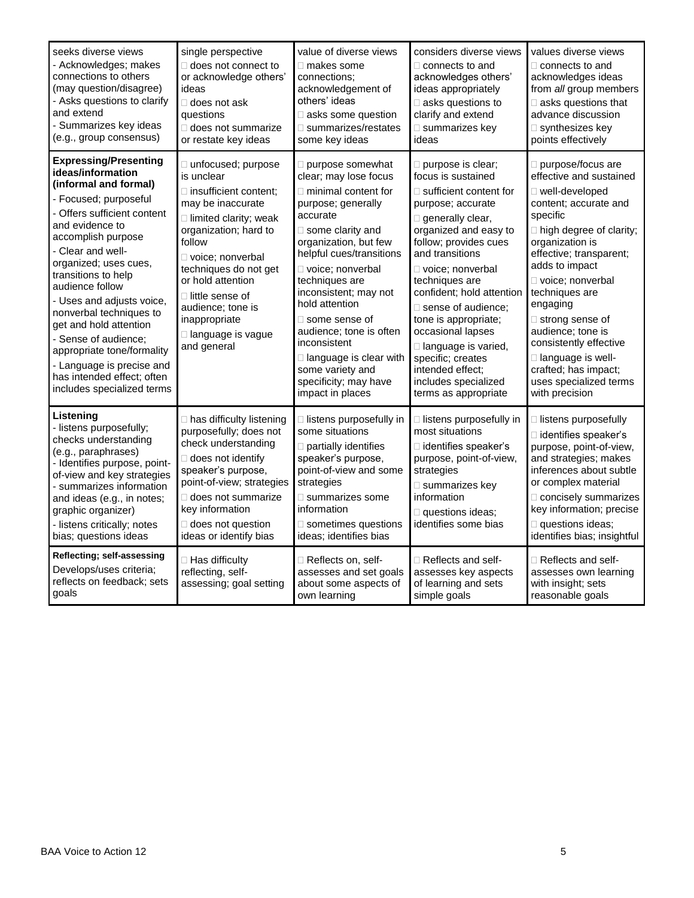| | | | | |
|---|---|---|---|---|
| seeks diverse views<br>- Acknowledges; makes connections to others (may question/disagree)<br>- Asks questions to clarify and extend<br>- Summarizes key ideas (e.g., group consensus) | single perspective<br>□ does not connect to or acknowledge others' ideas<br>□ does not ask questions<br>□ does not summarize or restate key ideas | value of diverse views<br>□ makes some connections; acknowledgement of others' ideas<br>□ asks some question<br>□ summarizes/restates some key ideas | considers diverse views<br>□ connects to and acknowledges others' ideas appropriately<br>□ asks questions to clarify and extend<br>□ summarizes key ideas | values diverse views<br>□ connects to and acknowledges ideas from *all* group members<br>□ asks questions that advance discussion<br>□ synthesizes key points effectively |
| **Expressing/Presenting ideas/information (informal and formal)**<br>- Focused; purposeful<br>- Offers sufficient content and evidence to accomplish purpose<br>- Clear and well-organized; uses cues, transitions to help audience follow<br>- Uses and adjusts voice, nonverbal techniques to get and hold attention<br>- Sense of audience; appropriate tone/formality<br>- Language is precise and has intended effect; often includes specialized terms | □ unfocused; purpose is unclear<br>□ insufficient content; may be inaccurate<br>□ limited clarity; weak organization; hard to follow<br>□ voice; nonverbal techniques do not get or hold attention<br>□ little sense of audience; tone is inappropriate<br>□ language is vague and general | □ purpose somewhat clear; may lose focus<br>□ minimal content for purpose; generally accurate<br>□ some clarity and organization, but few helpful cues/transitions<br>□ voice; nonverbal techniques are inconsistent; may not hold attention<br>□ some sense of audience; tone is often inconsistent<br>□ language is clear with some variety and specificity; may have impact in places | □ purpose is clear; focus is sustained<br>□ sufficient content for purpose; accurate<br>□ generally clear, organized and easy to follow; provides cues and transitions<br>□ voice; nonverbal techniques are confident; hold attention<br>□ sense of audience; tone is appropriate; occasional lapses<br>□ language is varied, specific; creates intended effect; includes specialized terms as appropriate | □ purpose/focus are effective and sustained<br>□ well-developed content; accurate and specific<br>□ high degree of clarity; organization is effective; transparent; adds to impact<br>□ voice; nonverbal techniques are engaging<br>□ strong sense of audience; tone is consistently effective<br>□ language is well-crafted; has impact; uses specialized terms with precision |
| **Listening**<br>- listens purposefully; checks understanding (e.g., paraphrases)<br>- Identifies purpose, point-of-view and key strategies<br>- summarizes information and ideas (e.g., in notes; graphic organizer)<br>- listens critically; notes bias; questions ideas | □ has difficulty listening purposefully; does not check understanding<br>□ does not identify speaker's purpose, point-of-view; strategies<br>□ does not summarize key information<br>□ does not question ideas or identify bias | □ listens purposefully in some situations<br>□ partially identifies speaker's purpose, point-of-view and some strategies<br>□ summarizes some information<br>□ sometimes questions ideas; identifies bias | □ listens purposefully in most situations<br>□ identifies speaker's purpose, point-of-view, strategies<br>□ summarizes key information<br>□ questions ideas; identifies some bias | □ listens purposefully<br>□ identifies speaker's purpose, point-of-view, and strategies; makes inferences about subtle or complex material<br>□ concisely summarizes key information; precise<br>□ questions ideas; identifies bias; insightful |
| **Reflecting; self-assessing**<br>Develops/uses criteria; reflects on feedback; sets goals | □ Has difficulty reflecting, self-assessing; goal setting | □ Reflects on, self-assesses and set goals about some aspects of own learning | □ Reflects and self-assesses key aspects of learning and sets simple goals | □ Reflects and self-assesses own learning with insight; sets reasonable goals |